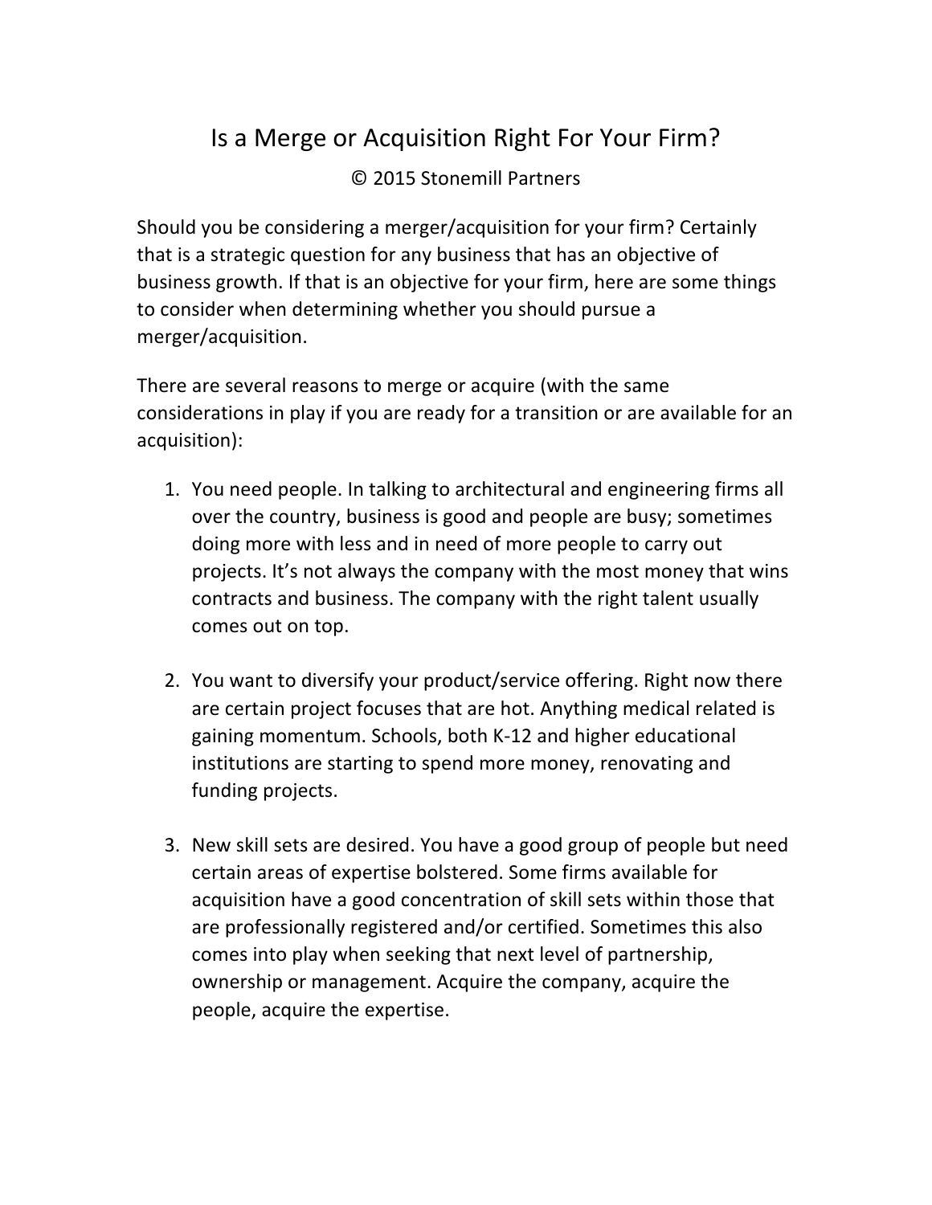# Is a Merge or Acquisition Right For Your Firm?

© 2015 Stonemill Partners

Should you be considering a merger/acquisition for your firm? Certainly that is a strategic question for any business that has an objective of business growth. If that is an objective for your firm, here are some things to consider when determining whether you should pursue a merger/acquisition.

There are several reasons to merge or acquire (with the same considerations in play if you are ready for a transition or are available for an acquisition):

1. You need people. In talking to architectural and engineering firms all over the country, business is good and people are busy; sometimes doing more with less and in need of more people to carry out projects. It's not always the company with the most money that wins contracts and business. The company with the right talent usually comes out on top.

2. You want to diversify your product/service offering. Right now there are certain project focuses that are hot. Anything medical related is gaining momentum. Schools, both K-12 and higher educational institutions are starting to spend more money, renovating and funding projects.

3. New skill sets are desired. You have a good group of people but need certain areas of expertise bolstered. Some firms available for acquisition have a good concentration of skill sets within those that are professionally registered and/or certified. Sometimes this also comes into play when seeking that next level of partnership, ownership or management. Acquire the company, acquire the people, acquire the expertise.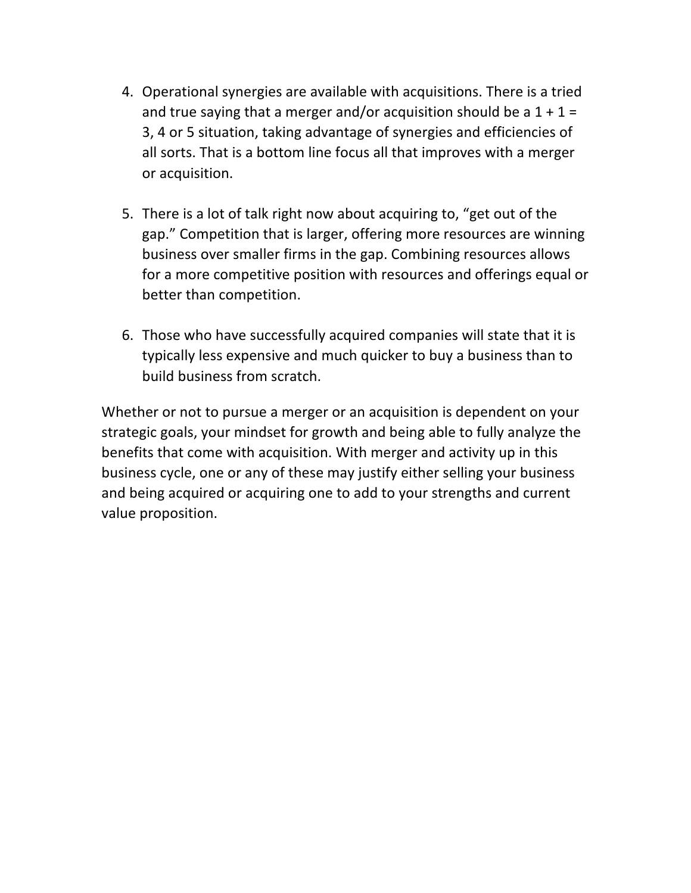4. Operational synergies are available with acquisitions. There is a tried and true saying that a merger and/or acquisition should be a 1 + 1 = 3, 4 or 5 situation, taking advantage of synergies and efficiencies of all sorts. That is a bottom line focus all that improves with a merger or acquisition.

5. There is a lot of talk right now about acquiring to, "get out of the gap." Competition that is larger, offering more resources are winning business over smaller firms in the gap. Combining resources allows for a more competitive position with resources and offerings equal or better than competition.

6. Those who have successfully acquired companies will state that it is typically less expensive and much quicker to buy a business than to build business from scratch.

Whether or not to pursue a merger or an acquisition is dependent on your strategic goals, your mindset for growth and being able to fully analyze the benefits that come with acquisition. With merger and activity up in this business cycle, one or any of these may justify either selling your business and being acquired or acquiring one to add to your strengths and current value proposition.